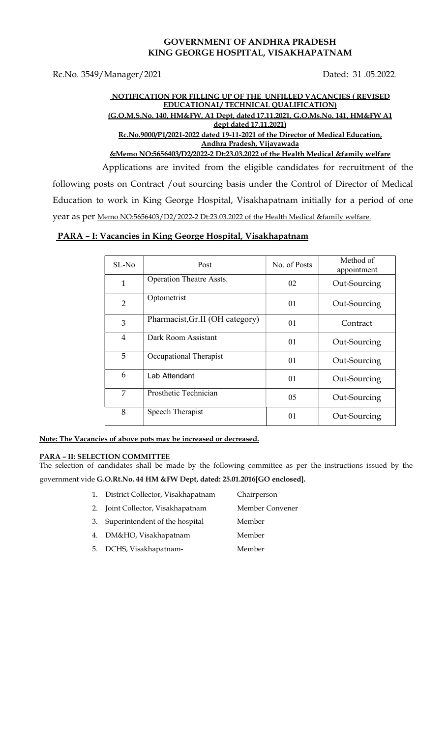# GOVERNMENT OF ANDHRA PRADESH
# KING GEORGE HOSPITAL, VISAKHAPATNAM

Rc.No. 3549/Manager/2021 Dated: 31 .05.2022.

**NOTIFICATION FOR FILLING UP OF THE UNFILLED VACANCIES ( REVISED EDUCATIONAL/ TECHNICAL QUALIFICATION)**
**(G.O.M.S.No. 140, HM&FW, A1 Dept, dated 17.11.2021, G.O.Ms.No. 141, HM&FW A1 dept dated 17.11.2021)**
**Rc.No.9000/P1/2021-2022 dated 19-11-2021 of the Director of Medical Education, Andhra Pradesh, Vijayawada**
**&Memo NO:5656403/D2/2022-2 Dt:23.03.2022 of the Health Medical &family welfare**

Applications are invited from the eligible candidates for recruitment of the following posts on Contract /out sourcing basis under the Control of Director of Medical Education to work in King George Hospital, Visakhapatnam initially for a period of one year as per Memo NO:5656403/D2/2022-2 Dt:23.03.2022 of the Health Medical &family welfare.

## PARA – I: Vacancies in King George Hospital, Visakhapatnam

| SL-No | Post | No. of Posts | Method of appointment |
|---|---|---|---|
| 1 | Operation Theatre Assts. | 02 | Out-Sourcing |
| 2 | Optometrist | 01 | Out-Sourcing |
| 3 | Pharmacist,Gr.II (OH category) | 01 | Contract |
| 4 | Dark Room Assistant | 01 | Out-Sourcing |
| 5 | Occupational Therapist | 01 | Out-Sourcing |
| 6 | Lab Attendant | 01 | Out-Sourcing |
| 7 | Prosthetic Technician | 05 | Out-Sourcing |
| 8 | Speech Therapist | 01 | Out-Sourcing |

**Note: The Vacancies of above pots may be increased or decreased.**

**PARA – II: SELECTION COMMITTEE**

The selection of candidates shall be made by the following committee as per the instructions issued by the government vide **G.O.Rt.No. 44 HM &FW Dept, dated: 25.01.2016[GO enclosed].**

1. District Collector, Visakhapatnam — Chairperson
2. Joint Collector, Visakhapatnam — Member Convener
3. Superintendent of the hospital — Member
4. DM&HO, Visakhapatnam — Member
5. DCHS, Visakhapatnam- — Member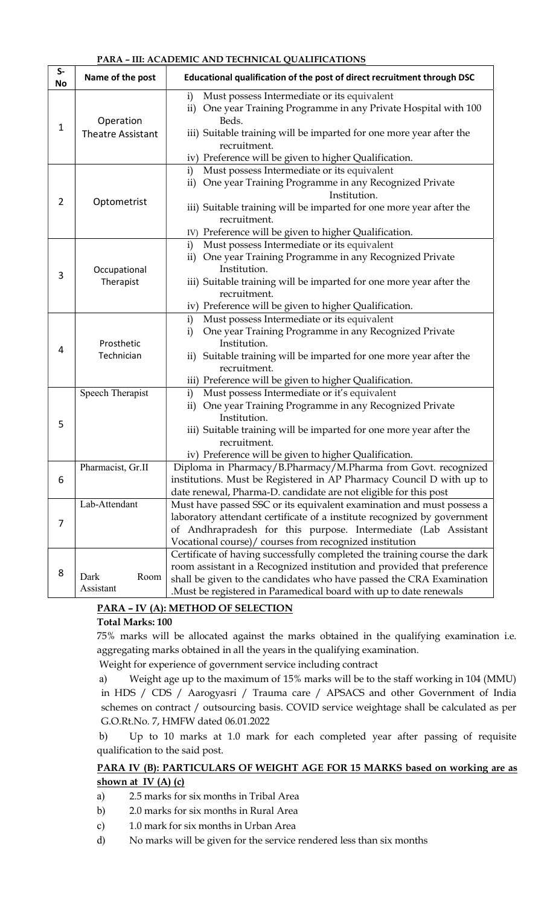## PARA – III: ACADEMIC AND TECHNICAL QUALIFICATIONS

| S-No | Name of the post | Educational qualification of the post of direct recruitment through DSC |
|---|---|---|
| 1 | Operation Theatre Assistant | i) Must possess Intermediate or its equivalent<br>ii) One year Training Programme in any Private Hospital with 100 Beds.<br>iii) Suitable training will be imparted for one more year after the recruitment.<br>iv) Preference will be given to higher Qualification. |
| 2 | Optometrist | i) Must possess Intermediate or its equivalent<br>ii) One year Training Programme in any Recognized Private Institution.<br>iii) Suitable training will be imparted for one more year after the recruitment.<br>IV) Preference will be given to higher Qualification. |
| 3 | Occupational Therapist | i) Must possess Intermediate or its equivalent<br>ii) One year Training Programme in any Recognized Private Institution.<br>iii) Suitable training will be imparted for one more year after the recruitment.<br>iv) Preference will be given to higher Qualification. |
| 4 | Prosthetic Technician | i) Must possess Intermediate or its equivalent<br>i) One year Training Programme in any Recognized Private Institution.<br>ii) Suitable training will be imparted for one more year after the recruitment.<br>iii) Preference will be given to higher Qualification. |
| 5 | Speech Therapist | i) Must possess Intermediate or it's equivalent<br>ii) One year Training Programme in any Recognized Private Institution.<br>iii) Suitable training will be imparted for one more year after the recruitment.<br>iv) Preference will be given to higher Qualification. |
| 6 | Pharmacist, Gr.II | Diploma in Pharmacy/B.Pharmacy/M.Pharma from Govt. recognized institutions. Must be Registered in AP Pharmacy Council D with up to date renewal, Pharma-D. candidate are not eligible for this post |
| 7 | Lab-Attendant | Must have passed SSC or its equivalent examination and must possess a laboratory attendant certificate of a institute recognized by government of Andhrapradesh for this purpose. Intermediate (Lab Assistant Vocational course)/ courses from recognized institution |
| 8 | Dark Room Assistant | Certificate of having successfully completed the training course the dark room assistant in a Recognized institution and provided that preference shall be given to the candidates who have passed the CRA Examination .Must be registered in Paramedical board with up to date renewals |

## PARA – IV (A): METHOD OF SELECTION

**Total Marks: 100**

75% marks will be allocated against the marks obtained in the qualifying examination i.e. aggregating marks obtained in all the years in the qualifying examination.

Weight for experience of government service including contract

a) Weight age up to the maximum of 15% marks will be to the staff working in 104 (MMU) in HDS / CDS / Aarogyasri / Trauma care / APSACS and other Government of India schemes on contract / outsourcing basis. COVID service weightage shall be calculated as per G.O.Rt.No. 7, HMFW dated 06.01.2022

b) Up to 10 marks at 1.0 mark for each completed year after passing of requisite qualification to the said post.

## PARA IV (B): PARTICULARS OF WEIGHT AGE FOR 15 MARKS based on working are as shown at IV (A) (c)

a) 2.5 marks for six months in Tribal Area

b) 2.0 marks for six months in Rural Area

c) 1.0 mark for six months in Urban Area

d) No marks will be given for the service rendered less than six months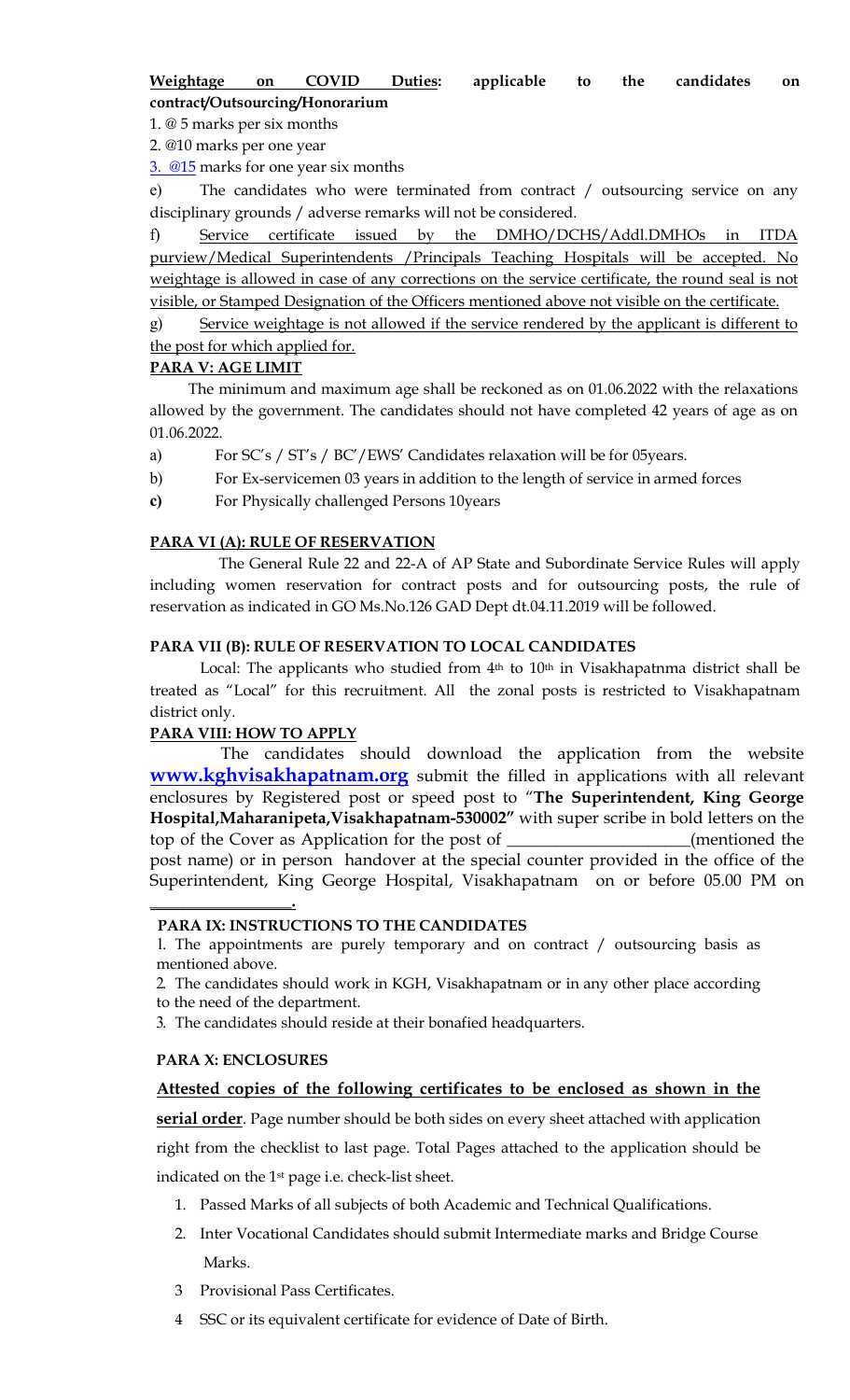**Weightage on COVID Duties: applicable to the candidates on contract/Outsourcing/Honorarium**

1. @ 5 marks per six months
2. @10 marks per one year
3. @15 marks for one year six months

e) The candidates who were terminated from contract / outsourcing service on any disciplinary grounds / adverse remarks will not be considered.

f) Service certificate issued by the DMHO/DCHS/Addl.DMHOs in ITDA purview/Medical Superintendents /Principals Teaching Hospitals will be accepted. No weightage is allowed in case of any corrections on the service certificate, the round seal is not visible, or Stamped Designation of the Officers mentioned above not visible on the certificate.

g) Service weightage is not allowed if the service rendered by the applicant is different to the post for which applied for.

**PARA V: AGE LIMIT**

The minimum and maximum age shall be reckoned as on 01.06.2022 with the relaxations allowed by the government. The candidates should not have completed 42 years of age as on 01.06.2022.

a) For SC's / ST's / BC'/EWS' Candidates relaxation will be for 05years.

b) For Ex-servicemen 03 years in addition to the length of service in armed forces

**c)** For Physically challenged Persons 10years

**PARA VI (A): RULE OF RESERVATION**

The General Rule 22 and 22-A of AP State and Subordinate Service Rules will apply including women reservation for contract posts and for outsourcing posts, the rule of reservation as indicated in GO Ms.No.126 GAD Dept dt.04.11.2019 will be followed.

**PARA VII (B): RULE OF RESERVATION TO LOCAL CANDIDATES**

Local: The applicants who studied from 4th to 10th in Visakhapatnma district shall be treated as "Local" for this recruitment. All the zonal posts is restricted to Visakhapatnam district only.

**PARA VIII: HOW TO APPLY**

The candidates should download the application from the website **www.kghvisakhapatnam.org** submit the filled in applications with all relevant enclosures by Registered post or speed post to "**The Superintendent, King George Hospital,Maharanipeta,Visakhapatnam-530002"** with super scribe in bold letters on the top of the Cover as Application for the post of ______________________(mentioned the post name) or in person handover at the special counter provided in the office of the Superintendent, King George Hospital, Visakhapatnam on or before 05.00 PM on ________________.

**PARA IX: INSTRUCTIONS TO THE CANDIDATES**

1. The appointments are purely temporary and on contract / outsourcing basis as mentioned above.
2. The candidates should work in KGH, Visakhapatnam or in any other place according to the need of the department.
3. The candidates should reside at their bonafied headquarters.

**PARA X: ENCLOSURES**

**Attested copies of the following certificates to be enclosed as shown in the serial order**. Page number should be both sides on every sheet attached with application right from the checklist to last page. Total Pages attached to the application should be indicated on the 1st page i.e. check-list sheet.

1. Passed Marks of all subjects of both Academic and Technical Qualifications.
2. Inter Vocational Candidates should submit Intermediate marks and Bridge Course Marks.
3. Provisional Pass Certificates.
4. SSC or its equivalent certificate for evidence of Date of Birth.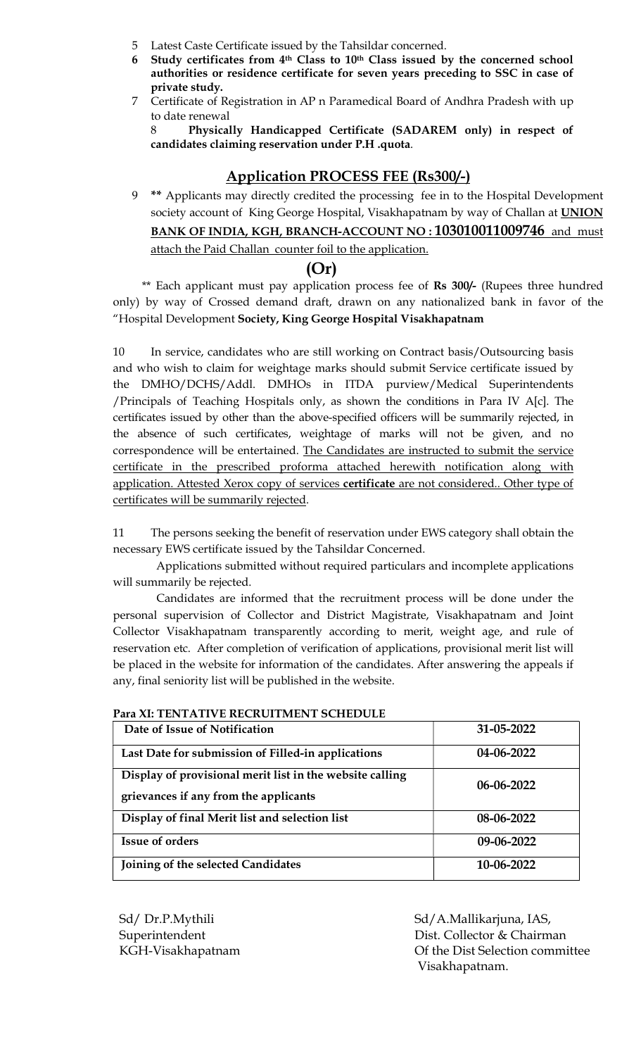5 Latest Caste Certificate issued by the Tahsildar concerned.

6 **Study certificates from 4th Class to 10th Class issued by the concerned school authorities or residence certificate for seven years preceding to SSC in case of private study.**

7 Certificate of Registration in AP n Paramedical Board of Andhra Pradesh with up to date renewal

8 **Physically Handicapped Certificate (SADAREM only) in respect of candidates claiming reservation under P.H .quota**.

## Application PROCESS FEE (Rs300/-)

9 **\*\*** Applicants may directly credited the processing fee in to the Hospital Development society account of King George Hospital, Visakhapatnam by way of Challan at **UNION BANK OF INDIA, KGH, BRANCH-ACCOUNT NO : 103010011009746** and must attach the Paid Challan counter foil to the application.

## (Or)

\*\* Each applicant must pay application process fee of **Rs 300/-** (Rupees three hundred only) by way of Crossed demand draft, drawn on any nationalized bank in favor of the "Hospital Development **Society, King George Hospital Visakhapatnam**

10 In service, candidates who are still working on Contract basis/Outsourcing basis and who wish to claim for weightage marks should submit Service certificate issued by the DMHO/DCHS/Addl. DMHOs in ITDA purview/Medical Superintendents /Principals of Teaching Hospitals only, as shown the conditions in Para IV A[c]. The certificates issued by other than the above-specified officers will be summarily rejected, in the absence of such certificates, weightage of marks will not be given, and no correspondence will be entertained. The Candidates are instructed to submit the service certificate in the prescribed proforma attached herewith notification along with application. Attested Xerox copy of services **certificate** are not considered.. Other type of certificates will be summarily rejected.

11 The persons seeking the benefit of reservation under EWS category shall obtain the necessary EWS certificate issued by the Tahsildar Concerned.

Applications submitted without required particulars and incomplete applications will summarily be rejected.

Candidates are informed that the recruitment process will be done under the personal supervision of Collector and District Magistrate, Visakhapatnam and Joint Collector Visakhapatnam transparently according to merit, weight age, and rule of reservation etc. After completion of verification of applications, provisional merit list will be placed in the website for information of the candidates. After answering the appeals if any, final seniority list will be published in the website.

**Para XI: TENTATIVE RECRUITMENT SCHEDULE**

| | |
|---|---|
| **Date of Issue of Notification** | **31-05-2022** |
| **Last Date for submission of Filled-in applications** | **04-06-2022** |
| **Display of provisional merit list in the website calling grievances if any from the applicants** | **06-06-2022** |
| **Display of final Merit list and selection list** | **08-06-2022** |
| **Issue of orders** | **09-06-2022** |
| **Joining of the selected Candidates** | **10-06-2022** |

Sd/ Dr.P.Mythili
Superintendent
KGH-Visakhapatnam

Sd/A.Mallikarjuna, IAS,
Dist. Collector & Chairman
Of the Dist Selection committee
Visakhapatnam.